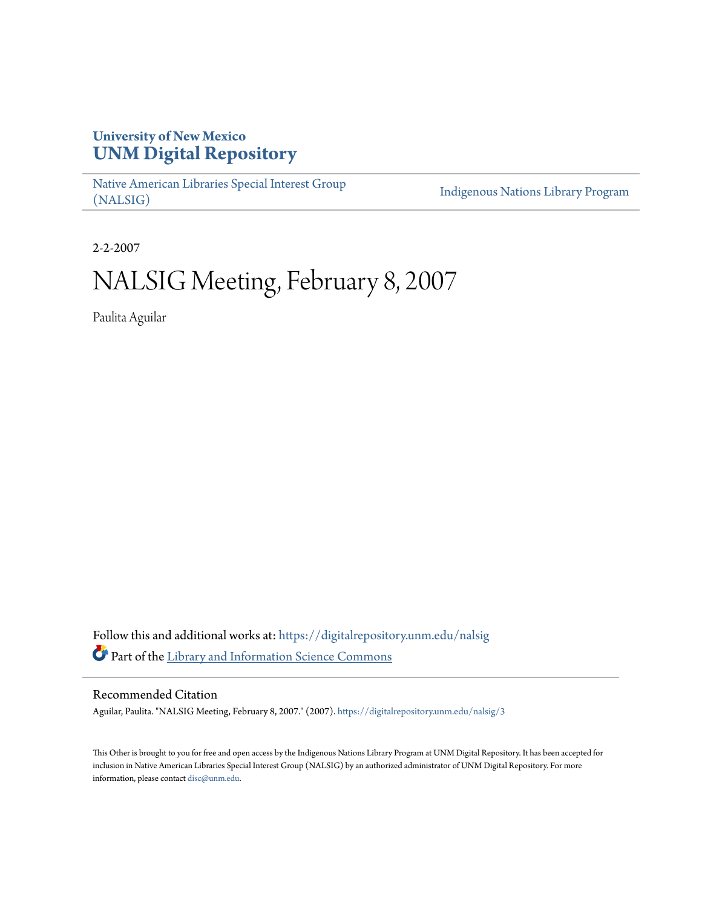# University of New Mexico
# UNM Digital Repository

Native American Libraries Special Interest Group (NALSIG)

Indigenous Nations Library Program

2-2-2007

# NALSIG Meeting, February 8, 2007

Paulita Aguilar

Follow this and additional works at: https://digitalrepository.unm.edu/nalsig

Part of the Library and Information Science Commons

## Recommended Citation

Aguilar, Paulita. "NALSIG Meeting, February 8, 2007." (2007). https://digitalrepository.unm.edu/nalsig/3

This Other is brought to you for free and open access by the Indigenous Nations Library Program at UNM Digital Repository. It has been accepted for inclusion in Native American Libraries Special Interest Group (NALSIG) by an authorized administrator of UNM Digital Repository. For more information, please contact disc@unm.edu.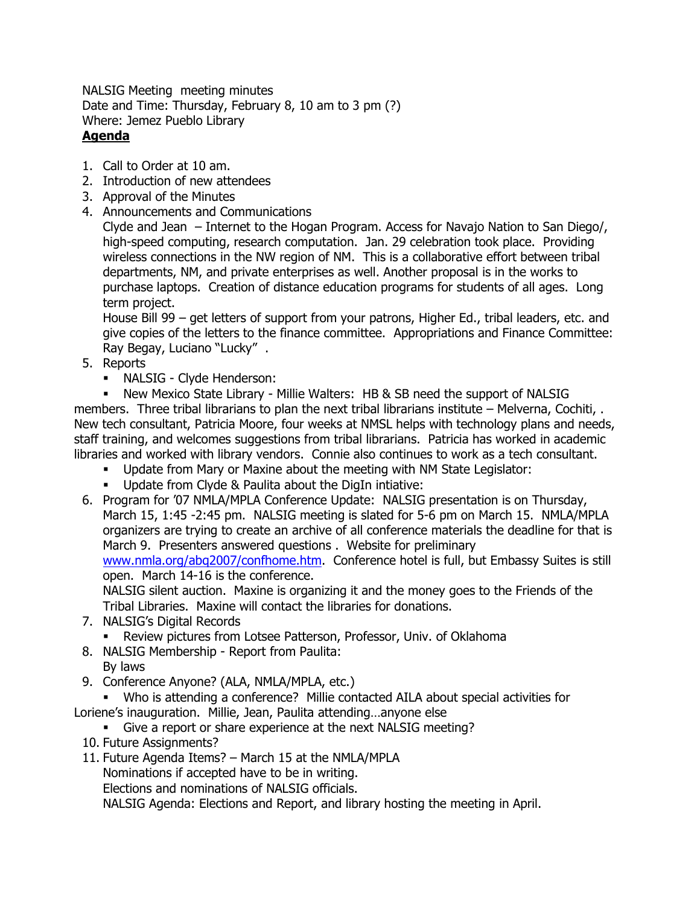NALSIG Meeting  meeting minutes
Date and Time: Thursday, February 8, 10 am to 3 pm (?)
Where: Jemez Pueblo Library

**Agenda**

1. Call to Order at 10 am.
2. Introduction of new attendees
3. Approval of the Minutes
4. Announcements and Communications
   Clyde and Jean – Internet to the Hogan Program. Access for Navajo Nation to San Diego/, high-speed computing, research computation. Jan. 29 celebration took place. Providing wireless connections in the NW region of NM. This is a collaborative effort between tribal departments, NM, and private enterprises as well. Another proposal is in the works to purchase laptops. Creation of distance education programs for students of all ages. Long term project.
   House Bill 99 – get letters of support from your patrons, Higher Ed., tribal leaders, etc. and give copies of the letters to the finance committee. Appropriations and Finance Committee: Ray Begay, Luciano "Lucky" .
5. Reports
   - NALSIG - Clyde Henderson:
   - New Mexico State Library - Millie Walters: HB & SB need the support of NALSIG members. Three tribal librarians to plan the next tribal librarians institute – Melverna, Cochiti, . New tech consultant, Patricia Moore, four weeks at NMSL helps with technology plans and needs, staff training, and welcomes suggestions from tribal librarians. Patricia has worked in academic libraries and worked with library vendors. Connie also continues to work as a tech consultant.
   - Update from Mary or Maxine about the meeting with NM State Legislator:
   - Update from Clyde & Paulita about the DigIn intiative:
6. Program for '07 NMLA/MPLA Conference Update: NALSIG presentation is on Thursday, March 15, 1:45 -2:45 pm. NALSIG meeting is slated for 5-6 pm on March 15. NMLA/MPLA organizers are trying to create an archive of all conference materials the deadline for that is March 9. Presenters answered questions . Website for preliminary [www.nmla.org/abq2007/confhome.htm](www.nmla.org/abq2007/confhome.htm). Conference hotel is full, but Embassy Suites is still open. March 14-16 is the conference.
   NALSIG silent auction. Maxine is organizing it and the money goes to the Friends of the Tribal Libraries. Maxine will contact the libraries for donations.
7. NALSIG's Digital Records
   - Review pictures from Lotsee Patterson, Professor, Univ. of Oklahoma
8. NALSIG Membership - Report from Paulita:
   By laws
9. Conference Anyone? (ALA, NMLA/MPLA, etc.)
   - Who is attending a conference? Millie contacted AILA about special activities for Loriene's inauguration. Millie, Jean, Paulita attending…anyone else
   - Give a report or share experience at the next NALSIG meeting?
10. Future Assignments?
11. Future Agenda Items? – March 15 at the NMLA/MPLA
    Nominations if accepted have to be in writing.
    Elections and nominations of NALSIG officials.
    NALSIG Agenda: Elections and Report, and library hosting the meeting in April.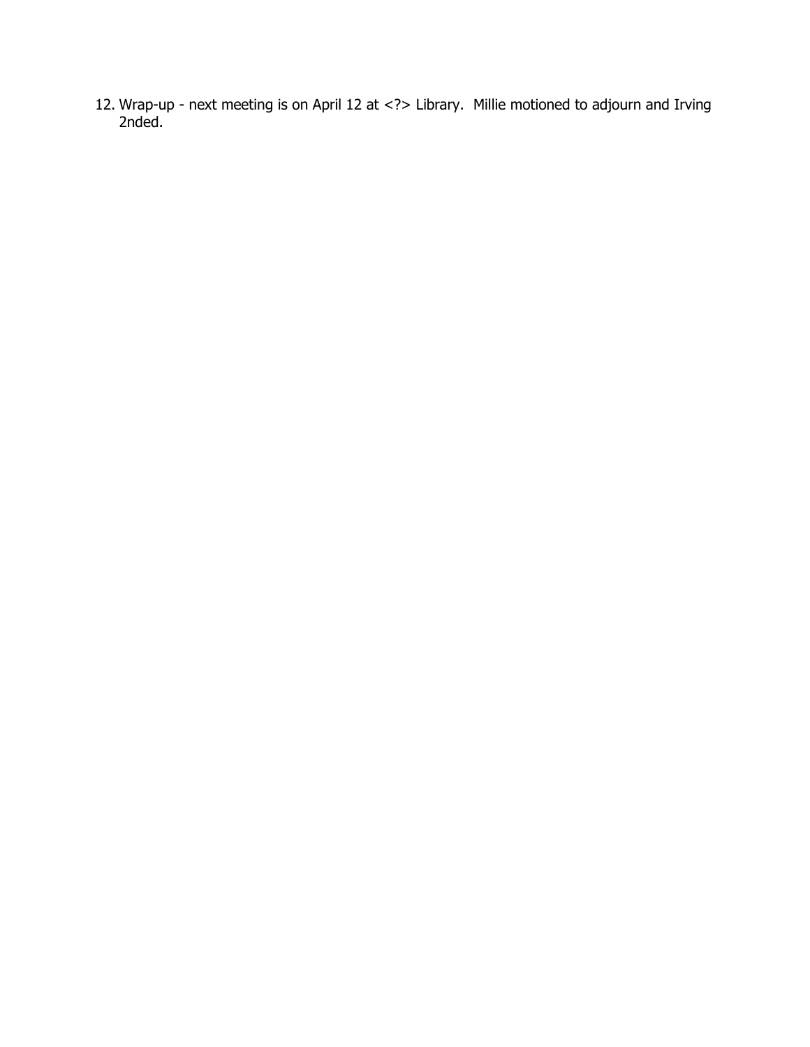12. Wrap-up - next meeting is on April 12 at <?> Library.  Millie motioned to adjourn and Irving 2nded.